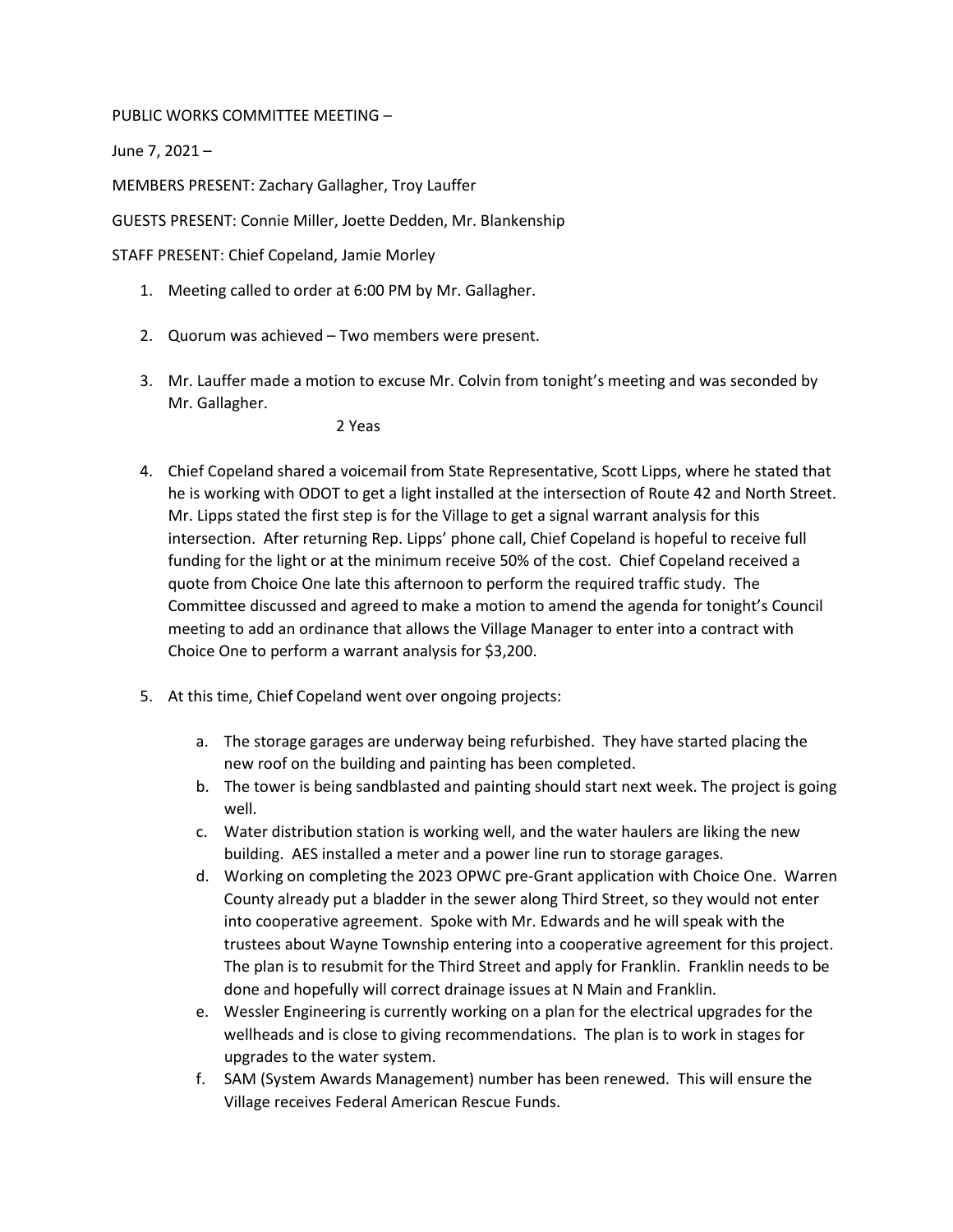PUBLIC WORKS COMMITTEE MEETING –

June 7, 2021 –

MEMBERS PRESENT: Zachary Gallagher, Troy Lauffer

GUESTS PRESENT: Connie Miller, Joette Dedden, Mr. Blankenship

STAFF PRESENT: Chief Copeland, Jamie Morley

1. Meeting called to order at 6:00 PM by Mr. Gallagher.

2. Quorum was achieved – Two members were present.

3. Mr. Lauffer made a motion to excuse Mr. Colvin from tonight's meeting and was seconded by Mr. Gallagher.

   2 Yeas

4. Chief Copeland shared a voicemail from State Representative, Scott Lipps, where he stated that he is working with ODOT to get a light installed at the intersection of Route 42 and North Street. Mr. Lipps stated the first step is for the Village to get a signal warrant analysis for this intersection. After returning Rep. Lipps' phone call, Chief Copeland is hopeful to receive full funding for the light or at the minimum receive 50% of the cost. Chief Copeland received a quote from Choice One late this afternoon to perform the required traffic study. The Committee discussed and agreed to make a motion to amend the agenda for tonight's Council meeting to add an ordinance that allows the Village Manager to enter into a contract with Choice One to perform a warrant analysis for $3,200.

5. At this time, Chief Copeland went over ongoing projects:

   a. The storage garages are underway being refurbished. They have started placing the new roof on the building and painting has been completed.
   b. The tower is being sandblasted and painting should start next week. The project is going well.
   c. Water distribution station is working well, and the water haulers are liking the new building. AES installed a meter and a power line run to storage garages.
   d. Working on completing the 2023 OPWC pre-Grant application with Choice One. Warren County already put a bladder in the sewer along Third Street, so they would not enter into cooperative agreement. Spoke with Mr. Edwards and he will speak with the trustees about Wayne Township entering into a cooperative agreement for this project. The plan is to resubmit for the Third Street and apply for Franklin. Franklin needs to be done and hopefully will correct drainage issues at N Main and Franklin.
   e. Wessler Engineering is currently working on a plan for the electrical upgrades for the wellheads and is close to giving recommendations. The plan is to work in stages for upgrades to the water system.
   f. SAM (System Awards Management) number has been renewed. This will ensure the Village receives Federal American Rescue Funds.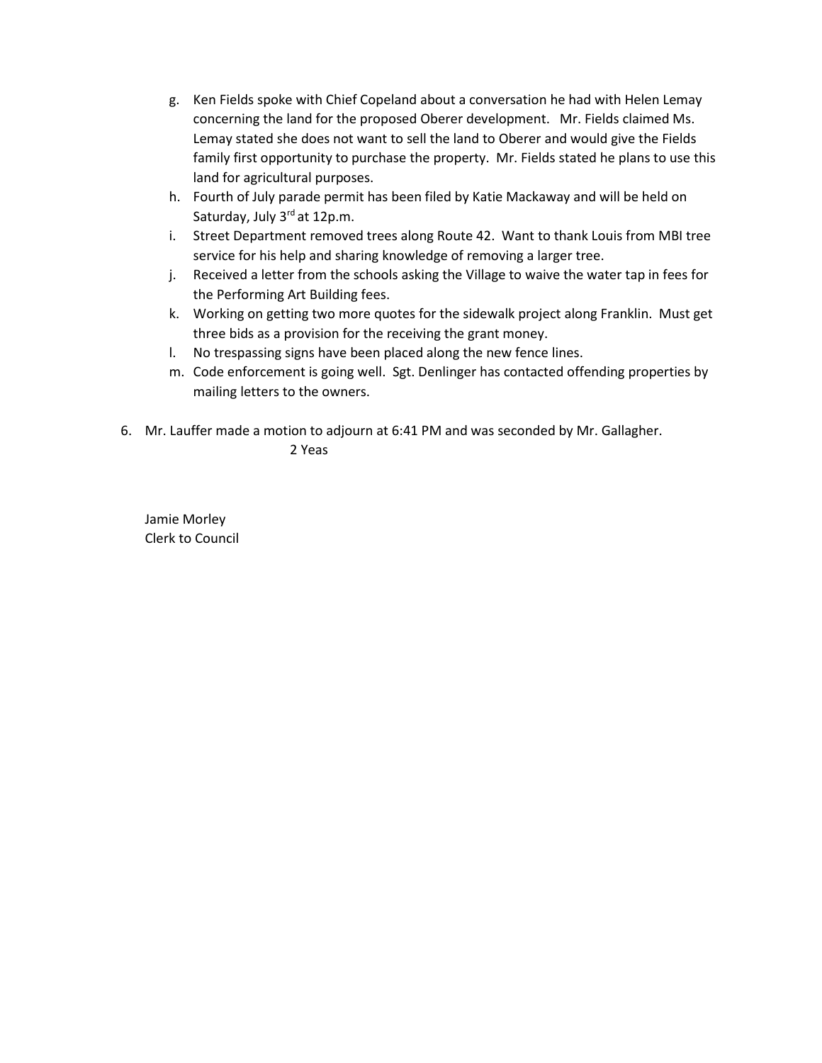g. Ken Fields spoke with Chief Copeland about a conversation he had with Helen Lemay concerning the land for the proposed Oberer development. Mr. Fields claimed Ms. Lemay stated she does not want to sell the land to Oberer and would give the Fields family first opportunity to purchase the property. Mr. Fields stated he plans to use this land for agricultural purposes.
h. Fourth of July parade permit has been filed by Katie Mackaway and will be held on Saturday, July 3rd at 12p.m.
i. Street Department removed trees along Route 42. Want to thank Louis from MBI tree service for his help and sharing knowledge of removing a larger tree.
j. Received a letter from the schools asking the Village to waive the water tap in fees for the Performing Art Building fees.
k. Working on getting two more quotes for the sidewalk project along Franklin. Must get three bids as a provision for the receiving the grant money.
l. No trespassing signs have been placed along the new fence lines.
m. Code enforcement is going well. Sgt. Denlinger has contacted offending properties by mailing letters to the owners.

6. Mr. Lauffer made a motion to adjourn at 6:41 PM and was seconded by Mr. Gallagher.

   2 Yeas

Jamie Morley
Clerk to Council